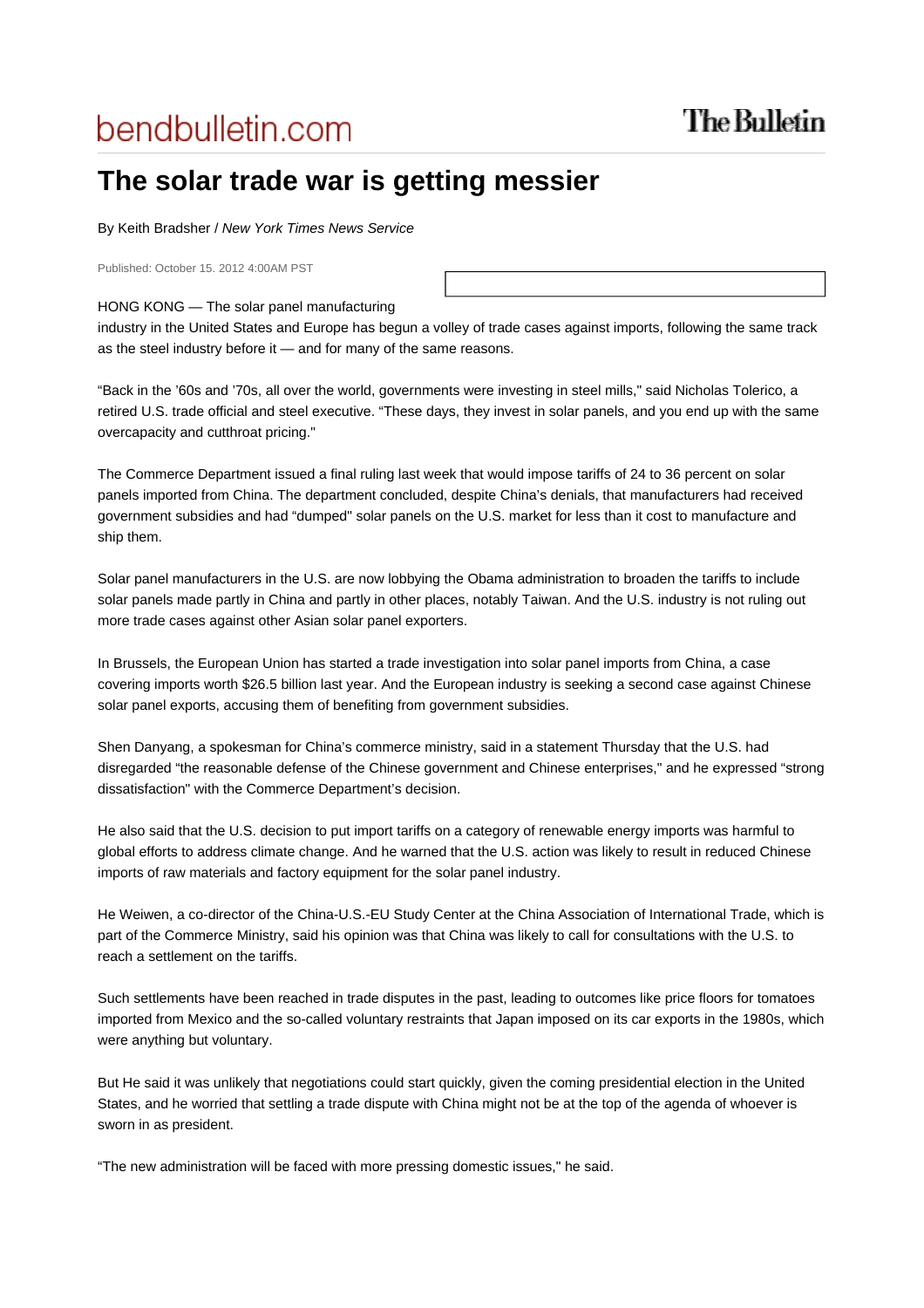# The solar trade war is getting messier

By Keith Bradsher / *New York Times News Service*

Published: October 15. 2012 4:00AM PST

HONG KONG — The solar panel manufacturing industry in the United States and Europe has begun a volley of trade cases against imports, following the same track as the steel industry before it — and for many of the same reasons.

“Back in the ’60s and ’70s, all over the world, governments were investing in steel mills," said Nicholas Tolerico, a retired U.S. trade official and steel executive. “These days, they invest in solar panels, and you end up with the same overcapacity and cutthroat pricing."

The Commerce Department issued a final ruling last week that would impose tariffs of 24 to 36 percent on solar panels imported from China. The department concluded, despite China’s denials, that manufacturers had received government subsidies and had “dumped" solar panels on the U.S. market for less than it cost to manufacture and ship them.

Solar panel manufacturers in the U.S. are now lobbying the Obama administration to broaden the tariffs to include solar panels made partly in China and partly in other places, notably Taiwan. And the U.S. industry is not ruling out more trade cases against other Asian solar panel exporters.

In Brussels, the European Union has started a trade investigation into solar panel imports from China, a case covering imports worth $26.5 billion last year. And the European industry is seeking a second case against Chinese solar panel exports, accusing them of benefiting from government subsidies.

Shen Danyang, a spokesman for China’s commerce ministry, said in a statement Thursday that the U.S. had disregarded “the reasonable defense of the Chinese government and Chinese enterprises," and he expressed “strong dissatisfaction" with the Commerce Department’s decision.

He also said that the U.S. decision to put import tariffs on a category of renewable energy imports was harmful to global efforts to address climate change. And he warned that the U.S. action was likely to result in reduced Chinese imports of raw materials and factory equipment for the solar panel industry.

He Weiwen, a co-director of the China-U.S.-EU Study Center at the China Association of International Trade, which is part of the Commerce Ministry, said his opinion was that China was likely to call for consultations with the U.S. to reach a settlement on the tariffs.

Such settlements have been reached in trade disputes in the past, leading to outcomes like price floors for tomatoes imported from Mexico and the so-called voluntary restraints that Japan imposed on its car exports in the 1980s, which were anything but voluntary.

But He said it was unlikely that negotiations could start quickly, given the coming presidential election in the United States, and he worried that settling a trade dispute with China might not be at the top of the agenda of whoever is sworn in as president.

“The new administration will be faced with more pressing domestic issues," he said.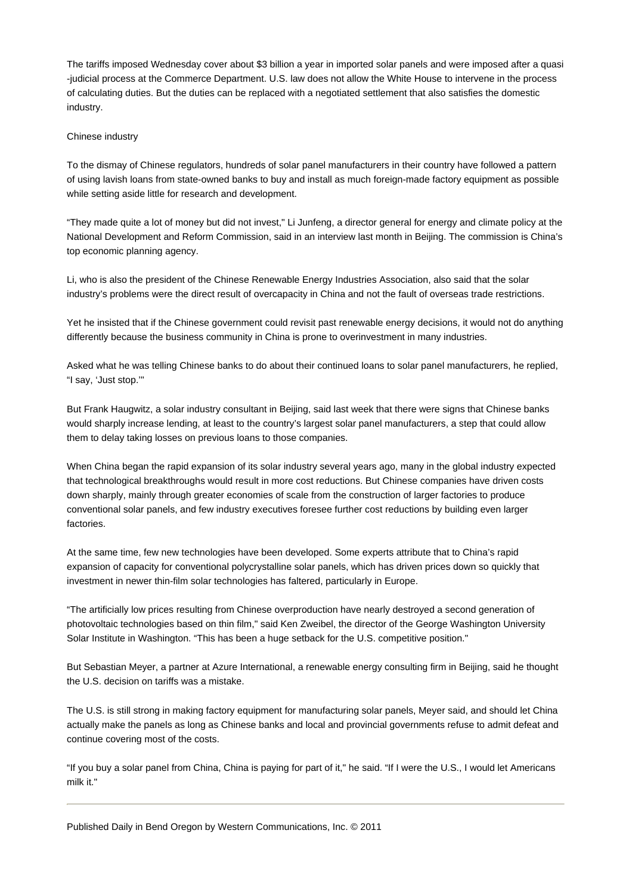The tariffs imposed Wednesday cover about $3 billion a year in imported solar panels and were imposed after a quasi-judicial process at the Commerce Department. U.S. law does not allow the White House to intervene in the process of calculating duties. But the duties can be replaced with a negotiated settlement that also satisfies the domestic industry.

## Chinese industry

To the dismay of Chinese regulators, hundreds of solar panel manufacturers in their country have followed a pattern of using lavish loans from state-owned banks to buy and install as much foreign-made factory equipment as possible while setting aside little for research and development.

"They made quite a lot of money but did not invest," Li Junfeng, a director general for energy and climate policy at the National Development and Reform Commission, said in an interview last month in Beijing. The commission is China's top economic planning agency.

Li, who is also the president of the Chinese Renewable Energy Industries Association, also said that the solar industry's problems were the direct result of overcapacity in China and not the fault of overseas trade restrictions.

Yet he insisted that if the Chinese government could revisit past renewable energy decisions, it would not do anything differently because the business community in China is prone to overinvestment in many industries.

Asked what he was telling Chinese banks to do about their continued loans to solar panel manufacturers, he replied, "I say, 'Just stop.'"

But Frank Haugwitz, a solar industry consultant in Beijing, said last week that there were signs that Chinese banks would sharply increase lending, at least to the country's largest solar panel manufacturers, a step that could allow them to delay taking losses on previous loans to those companies.

When China began the rapid expansion of its solar industry several years ago, many in the global industry expected that technological breakthroughs would result in more cost reductions. But Chinese companies have driven costs down sharply, mainly through greater economies of scale from the construction of larger factories to produce conventional solar panels, and few industry executives foresee further cost reductions by building even larger factories.

At the same time, few new technologies have been developed. Some experts attribute that to China's rapid expansion of capacity for conventional polycrystalline solar panels, which has driven prices down so quickly that investment in newer thin-film solar technologies has faltered, particularly in Europe.

"The artificially low prices resulting from Chinese overproduction have nearly destroyed a second generation of photovoltaic technologies based on thin film," said Ken Zweibel, the director of the George Washington University Solar Institute in Washington. "This has been a huge setback for the U.S. competitive position."

But Sebastian Meyer, a partner at Azure International, a renewable energy consulting firm in Beijing, said he thought the U.S. decision on tariffs was a mistake.

The U.S. is still strong in making factory equipment for manufacturing solar panels, Meyer said, and should let China actually make the panels as long as Chinese banks and local and provincial governments refuse to admit defeat and continue covering most of the costs.

"If you buy a solar panel from China, China is paying for part of it," he said. "If I were the U.S., I would let Americans milk it."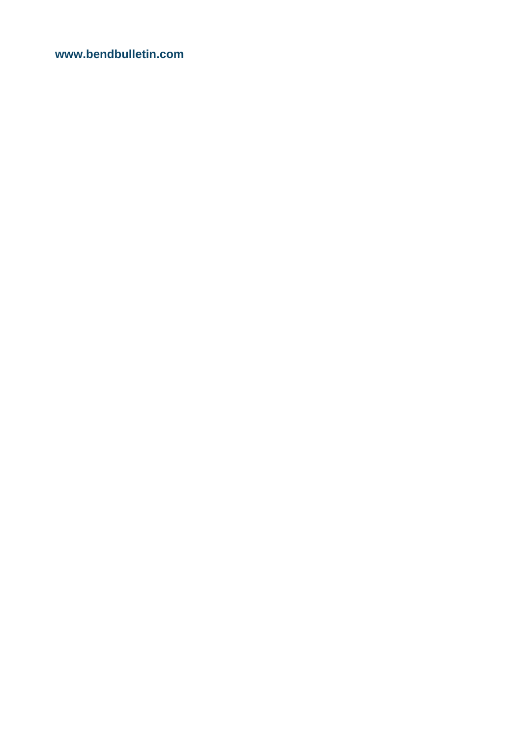www.bendbulletin.com